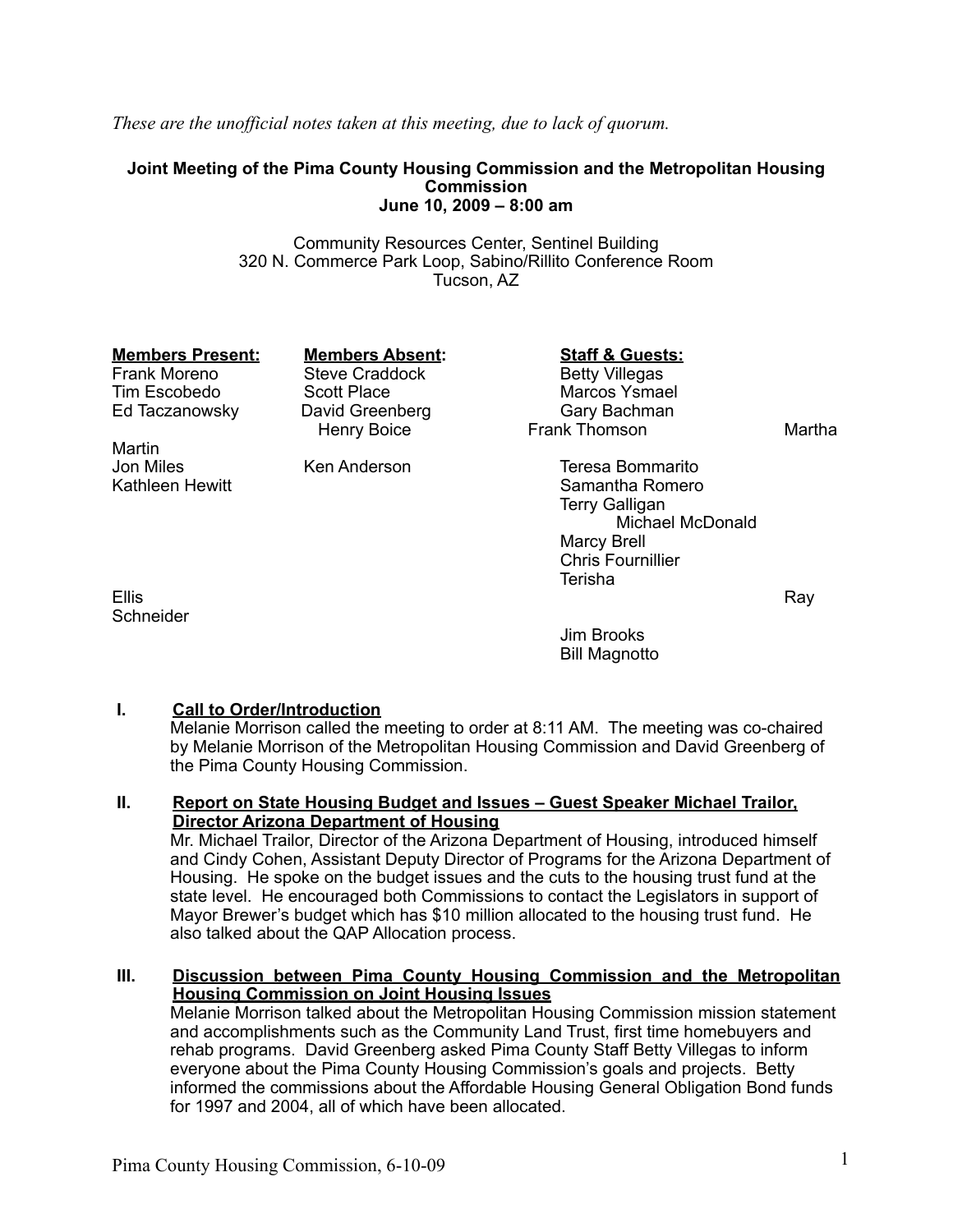*These are the unofficial notes taken at this meeting, due to lack of quorum.*

**Joint Meeting of the Pima County Housing Commission and the Metropolitan Housing Commission**
**June 10, 2009 – 8:00 am**

Community Resources Center, Sentinel Building
320 N. Commerce Park Loop, Sabino/Rillito Conference Room
Tucson, AZ

| **Members Present:** | **Members Absent:** | **Staff & Guests:** |
|---|---|---|
| Frank Moreno | Steve Craddock | Betty Villegas |
| Tim Escobedo | Scott Place | Marcos Ysmael |
| Ed Taczanowsky | David Greenberg | Gary Bachman |
| Martha Martin | Henry Boice | Frank Thomson |
| Jon Miles | Ken Anderson | Teresa Bommarito |
| Kathleen Hewitt | | Samantha Romero |
| | | Terry Galligan |
| | | Michael McDonald |
| | | Marcy Brell |
| | | Chris Fournillier |
| | | Terisha Ellis |
| | | Ray Schneider |
| | | Jim Brooks |
| | | Bill Magnotto |

## I. Call to Order/Introduction

Melanie Morrison called the meeting to order at 8:11 AM. The meeting was co-chaired by Melanie Morrison of the Metropolitan Housing Commission and David Greenberg of the Pima County Housing Commission.

## II. Report on State Housing Budget and Issues – Guest Speaker Michael Trailor, Director Arizona Department of Housing

Mr. Michael Trailor, Director of the Arizona Department of Housing, introduced himself and Cindy Cohen, Assistant Deputy Director of Programs for the Arizona Department of Housing. He spoke on the budget issues and the cuts to the housing trust fund at the state level. He encouraged both Commissions to contact the Legislators in support of Mayor Brewer's budget which has $10 million allocated to the housing trust fund. He also talked about the QAP Allocation process.

## III. Discussion between Pima County Housing Commission and the Metropolitan Housing Commission on Joint Housing Issues

Melanie Morrison talked about the Metropolitan Housing Commission mission statement and accomplishments such as the Community Land Trust, first time homebuyers and rehab programs. David Greenberg asked Pima County Staff Betty Villegas to inform everyone about the Pima County Housing Commission's goals and projects. Betty informed the commissions about the Affordable Housing General Obligation Bond funds for 1997 and 2004, all of which have been allocated.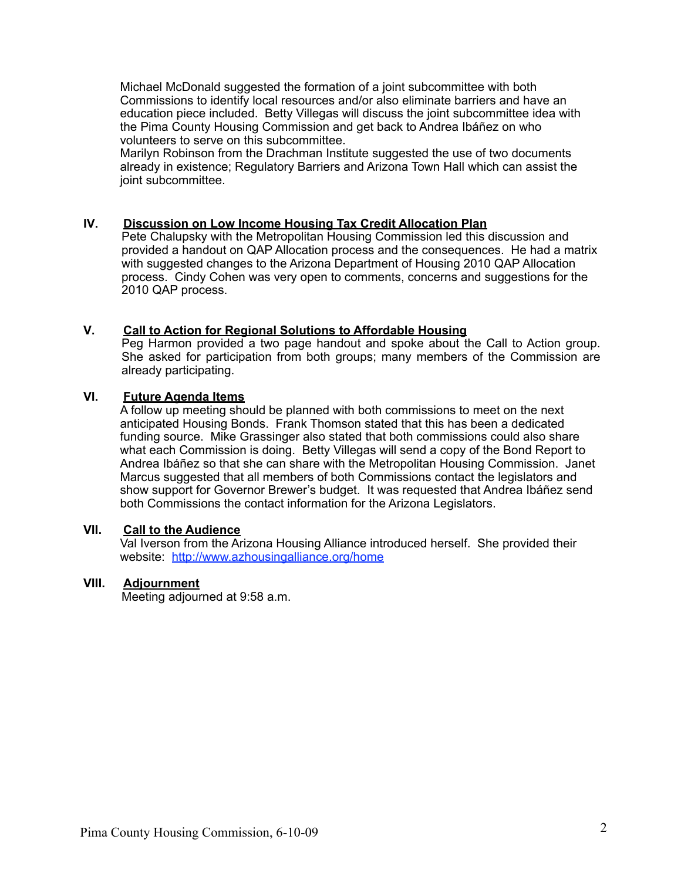Michael McDonald suggested the formation of a joint subcommittee with both Commissions to identify local resources and/or also eliminate barriers and have an education piece included. Betty Villegas will discuss the joint subcommittee idea with the Pima County Housing Commission and get back to Andrea Ibáñez on who volunteers to serve on this subcommittee.
Marilyn Robinson from the Drachman Institute suggested the use of two documents already in existence; Regulatory Barriers and Arizona Town Hall which can assist the joint subcommittee.

## IV. Discussion on Low Income Housing Tax Credit Allocation Plan

Pete Chalupsky with the Metropolitan Housing Commission led this discussion and provided a handout on QAP Allocation process and the consequences. He had a matrix with suggested changes to the Arizona Department of Housing 2010 QAP Allocation process. Cindy Cohen was very open to comments, concerns and suggestions for the 2010 QAP process.

## V. Call to Action for Regional Solutions to Affordable Housing

Peg Harmon provided a two page handout and spoke about the Call to Action group. She asked for participation from both groups; many members of the Commission are already participating.

## VI. Future Agenda Items

A follow up meeting should be planned with both commissions to meet on the next anticipated Housing Bonds. Frank Thomson stated that this has been a dedicated funding source. Mike Grassinger also stated that both commissions could also share what each Commission is doing. Betty Villegas will send a copy of the Bond Report to Andrea Ibáñez so that she can share with the Metropolitan Housing Commission. Janet Marcus suggested that all members of both Commissions contact the legislators and show support for Governor Brewer's budget. It was requested that Andrea Ibáñez send both Commissions the contact information for the Arizona Legislators.

## VII. Call to the Audience

Val Iverson from the Arizona Housing Alliance introduced herself. She provided their website: [http://www.azhousingalliance.org/home](http://www.azhousingalliance.org/home)

## VIII. Adjournment

Meeting adjourned at 9:58 a.m.

Pima County Housing Commission, 6-10-09